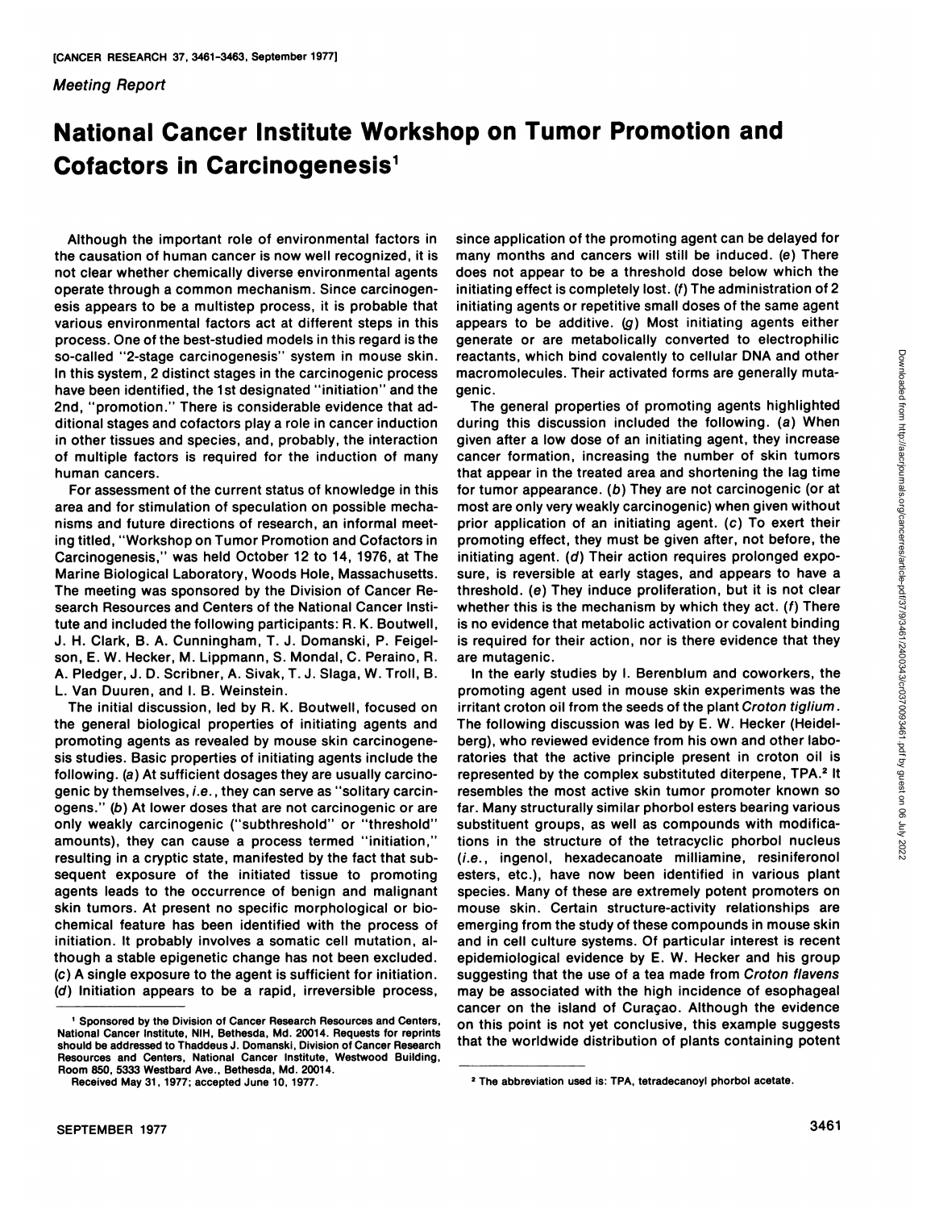*Meeting Report*

# National Cancer Institute Workshop on Tumor Promotion and Cofactors in Carcinogenesis[1]

Although the important role of environmental factors in the causation of human cancer is now well recognized, it is not clear whether chemically diverse environmental agents operate through a common mechanism. Since carcinogenesis appears to be a multistep process, it is probable that various environmental factors act at different steps in this process. One of the best-studied models in this regard is the so-called "2-stage carcinogenesis" system in mouse skin. In this system, 2 distinct stages in the carcinogenic process have been identified, the 1st designated "initiation" and the 2nd, "promotion." There is considerable evidence that additional stages and cofactors play a role in cancer induction in other tissues and species, and, probably, the interaction of multiple factors is required for the induction of many human cancers.

For assessment of the current status of knowledge in this area and for stimulation of speculation on possible mechanisms and future directions of research, an informal meeting titled, "Workshop on Tumor Promotion and Cofactors in Carcinogenesis," was held October 12 to 14, 1976, at The Marine Biological Laboratory, Woods Hole, Massachusetts. The meeting was sponsored by the Division of Cancer Research Resources and Centers of the National Cancer Institute and included the following participants: R. K. Boutwell, J. H. Clark, B. A. Cunningham, T. J. Domanski, P. Feigelson, E. W. Hecker, M. Lippmann, S. Mondal, C. Peraino, R. A. Pledger, J. D. Scribner, A. Sivak, T. J. Slaga, W. Troll, B. L. Van Duuren, and I. B. Weinstein.

The initial discussion, led by R. K. Boutwell, focused on the general biological properties of initiating agents and promoting agents as revealed by mouse skin carcinogenesis studies. Basic properties of initiating agents include the following. (*a*) At sufficient dosages they are usually carcinogenic by themselves, *i.e.*, they can serve as "solitary carcinogens." (*b*) At lower doses that are not carcinogenic or are only weakly carcinogenic ("subthreshold" or "threshold" amounts), they can cause a process termed "initiation," resulting in a cryptic state, manifested by the fact that subsequent exposure of the initiated tissue to promoting agents leads to the occurrence of benign and malignant skin tumors. At present no specific morphological or biochemical feature has been identified with the process of initiation. It probably involves a somatic cell mutation, although a stable epigenetic change has not been excluded. (*c*) A single exposure to the agent is sufficient for initiation. (*d*) Initiation appears to be a rapid, irreversible process, since application of the promoting agent can be delayed for many months and cancers will still be induced. (*e*) There does not appear to be a threshold dose below which the initiating effect is completely lost. (*f*) The administration of 2 initiating agents or repetitive small doses of the same agent appears to be additive. (*g*) Most initiating agents either generate or are metabolically converted to electrophilic reactants, which bind covalently to cellular DNA and other macromolecules. Their activated forms are generally mutagenic.

The general properties of promoting agents highlighted during this discussion included the following. (*a*) When given after a low dose of an initiating agent, they increase cancer formation, increasing the number of skin tumors that appear in the treated area and shortening the lag time for tumor appearance. (*b*) They are not carcinogenic (or at most are only very weakly carcinogenic) when given without prior application of an initiating agent. (*c*) To exert their promoting effect, they must be given after, not before, the initiating agent. (*d*) Their action requires prolonged exposure, is reversible at early stages, and appears to have a threshold. (*e*) They induce proliferation, but it is not clear whether this is the mechanism by which they act. (*f*) There is no evidence that metabolic activation or covalent binding is required for their action, nor is there evidence that they are mutagenic.

In the early studies by I. Berenblum and coworkers, the promoting agent used in mouse skin experiments was the irritant croton oil from the seeds of the plant *Croton tiglium*. The following discussion was led by E. W. Hecker (Heidelberg), who reviewed evidence from his own and other laboratories that the active principle present in croton oil is represented by the complex substituted diterpene, TPA.[2] It resembles the most active skin tumor promoter known so far. Many structurally similar phorbol esters bearing various substituent groups, as well as compounds with modifications in the structure of the tetracyclic phorbol nucleus (*i.e.*, ingenol, hexadecanoate milliamine, resiniferonol esters, etc.), have now been identified in various plant species. Many of these are extremely potent promoters on mouse skin. Certain structure-activity relationships are emerging from the study of these compounds in mouse skin and in cell culture systems. Of particular interest is recent epidemiological evidence by E. W. Hecker and his group suggesting that the use of a tea made from *Croton flavens* may be associated with the high incidence of esophageal cancer on the island of Curaçao. Although the evidence on this point is not yet conclusive, this example suggests that the worldwide distribution of plants containing potent

---

[1] Sponsored by the Division of Cancer Research Resources and Centers, National Cancer Institute, NIH, Bethesda, Md. 20014. Requests for reprints should be addressed to Thaddeus J. Domanski, Division of Cancer Research Resources and Centers, National Cancer Institute, Westwood Building, Room 850, 5333 Westbard Ave., Bethesda, Md. 20014.

Received May 31, 1977; accepted June 10, 1977.

[2] The abbreviation used is: TPA, tetradecanoyl phorbol acetate.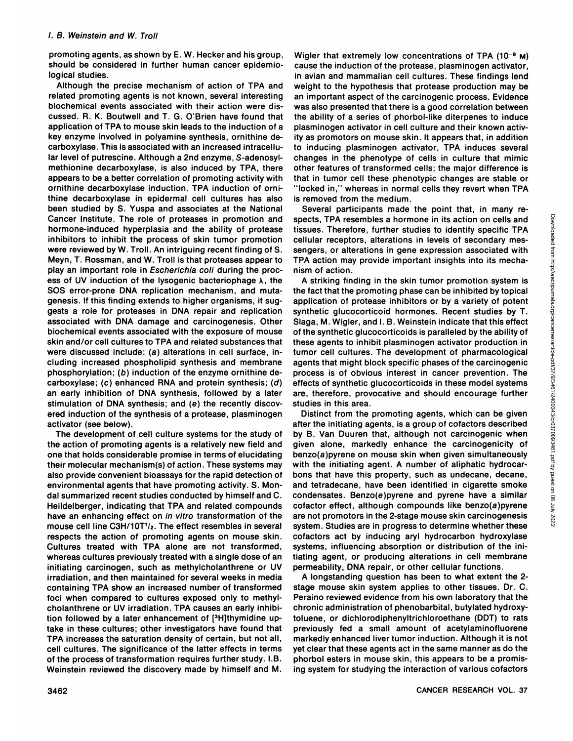promoting agents, as shown by E. W. Hecker and his group, should be considered in further human cancer epidemiological studies.

Although the precise mechanism of action of TPA and related promoting agents is not known, several interesting biochemical events associated with their action were discussed. R. K. Boutwell and T. G. O'Brien have found that application of TPA to mouse skin leads to the induction of a key enzyme involved in polyamine synthesis, ornithine decarboxylase. This is associated with an increased intracellular level of putrescine. Although a 2nd enzyme, *S*-adenosylmethionine decarboxylase, is also induced by TPA, there appears to be a better correlation of promoting activity with ornithine decarboxylase induction. TPA induction of ornithine decarboxylase in epidermal cell cultures has also been studied by S. Yuspa and associates at the National Cancer Institute. The role of proteases in promotion and hormone-induced hyperplasia and the ability of protease inhibitors to inhibit the process of skin tumor promotion were reviewed by W. Troll. An intriguing recent finding of S. Meyn, T. Rossman, and W. Troll is that proteases appear to play an important role in *Escherichia coli* during the process of UV induction of the lysogenic bacteriophage $\lambda$, the SOS error-prone DNA replication mechanism, and mutagenesis. If this finding extends to higher organisms, it suggests a role for proteases in DNA repair and replication associated with DNA damage and carcinogenesis. Other biochemical events associated with the exposure of mouse skin and/or cell cultures to TPA and related substances that were discussed include: (*a*) alterations in cell surface, including increased phospholipid synthesis and membrane phosphorylation; (*b*) induction of the enzyme ornithine decarboxylase; (*c*) enhanced RNA and protein synthesis; (*d*) an early inhibition of DNA synthesis, followed by a later stimulation of DNA synthesis; and (*e*) the recently discovered induction of the synthesis of a protease, plasminogen activator (see below).

The development of cell culture systems for the study of the action of promoting agents is a relatively new field and one that holds considerable promise in terms of elucidating their molecular mechanism(s) of action. These systems may also provide convenient bioassays for the rapid detection of environmental agents that have promoting activity. S. Mondal summarized recent studies conducted by himself and C. Heildelberger, indicating that TPA and related compounds have an enhancing effect on *in vitro* transformation of the mouse cell line C3H/10T$^{1}/_{2}$. The effect resembles in several respects the action of promoting agents on mouse skin. Cultures treated with TPA alone are not transformed, whereas cultures previously treated with a single dose of an initiating carcinogen, such as methylcholanthrene or UV irradiation, and then maintained for several weeks in media containing TPA show an increased number of transformed foci when compared to cultures exposed only to methylcholanthrene or UV irradiation. TPA causes an early inhibition followed by a later enhancement of [$^{3}$H]thymidine uptake in these cultures; other investigators have found that TPA increases the saturation density of certain, but not all, cell cultures. The significance of the latter effects in terms of the process of transformation requires further study. I.B. Weinstein reviewed the discovery made by himself and M. Wigler that extremely low concentrations of TPA ($10^{-8}$ M) cause the induction of the protease, plasminogen activator, in avian and mammalian cell cultures. These findings lend weight to the hypothesis that protease production may be an important aspect of the carcinogenic process. Evidence was also presented that there is a good correlation between the ability of a series of phorbol-like diterpenes to induce plasminogen activator in cell culture and their known activity as promotors on mouse skin. It appears that, in addition to inducing plasminogen activator, TPA induces several changes in the phenotype of cells in culture that mimic other features of transformed cells; the major difference is that in tumor cell these phenotypic changes are stable or "locked in," whereas in normal cells they revert when TPA is removed from the medium.

Several participants made the point that, in many respects, TPA resembles a hormone in its action on cells and tissues. Therefore, further studies to identify specific TPA cellular receptors, alterations in levels of secondary messengers, or alterations in gene expression associated with TPA action may provide important insights into its mechanism of action.

A striking finding in the skin tumor promotion system is the fact that the promoting phase can be inhibited by topical application of protease inhibitors or by a variety of potent synthetic glucocorticoid hormones. Recent studies by T. Slaga, M. Wigler, and I. B. Weinstein indicate that this effect of the synthetic glucocorticoids is paralleled by the ability of these agents to inhibit plasminogen activator production in tumor cell cultures. The development of pharmacological agents that might block specific phases of the carcinogenic process is of obvious interest in cancer prevention. The effects of synthetic glucocorticoids in these model systems are, therefore, provocative and should encourage further studies in this area.

Distinct from the promoting agents, which can be given after the initiating agents, is a group of cofactors described by B. Van Duuren that, although not carcinogenic when given alone, markedly enhance the carcinogenicity of benzo(*a*)pyrene on mouse skin when given simultaneously with the initiating agent. A number of aliphatic hydrocarbons that have this property, such as undecane, decane, and tetradecane, have been identified in cigarette smoke condensates. Benzo(*e*)pyrene and pyrene have a similar cofactor effect, although compounds like benzo(*a*)pyrene are not promoters in the 2-stage mouse skin carcinogenesis system. Studies are in progress to determine whether these cofactors act by inducing aryl hydrocarbon hydroxylase systems, influencing absorption or distribution of the initiating agent, or producing alterations in cell membrane permeability, DNA repair, or other cellular functions.

A longstanding question has been to what extent the 2-stage mouse skin system applies to other tissues. Dr. C. Peraino reviewed evidence from his own laboratory that the chronic administration of phenobarbital, butylated hydroxytoluene, or dichlorodiphenyltrichloroethane (DDT) to rats previously fed a small amount of acetylaminofluorene markedly enhanced liver tumor induction. Although it is not yet clear that these agents act in the same manner as do the phorbol esters in mouse skin, this appears to be a promising system for studying the interaction of various cofactors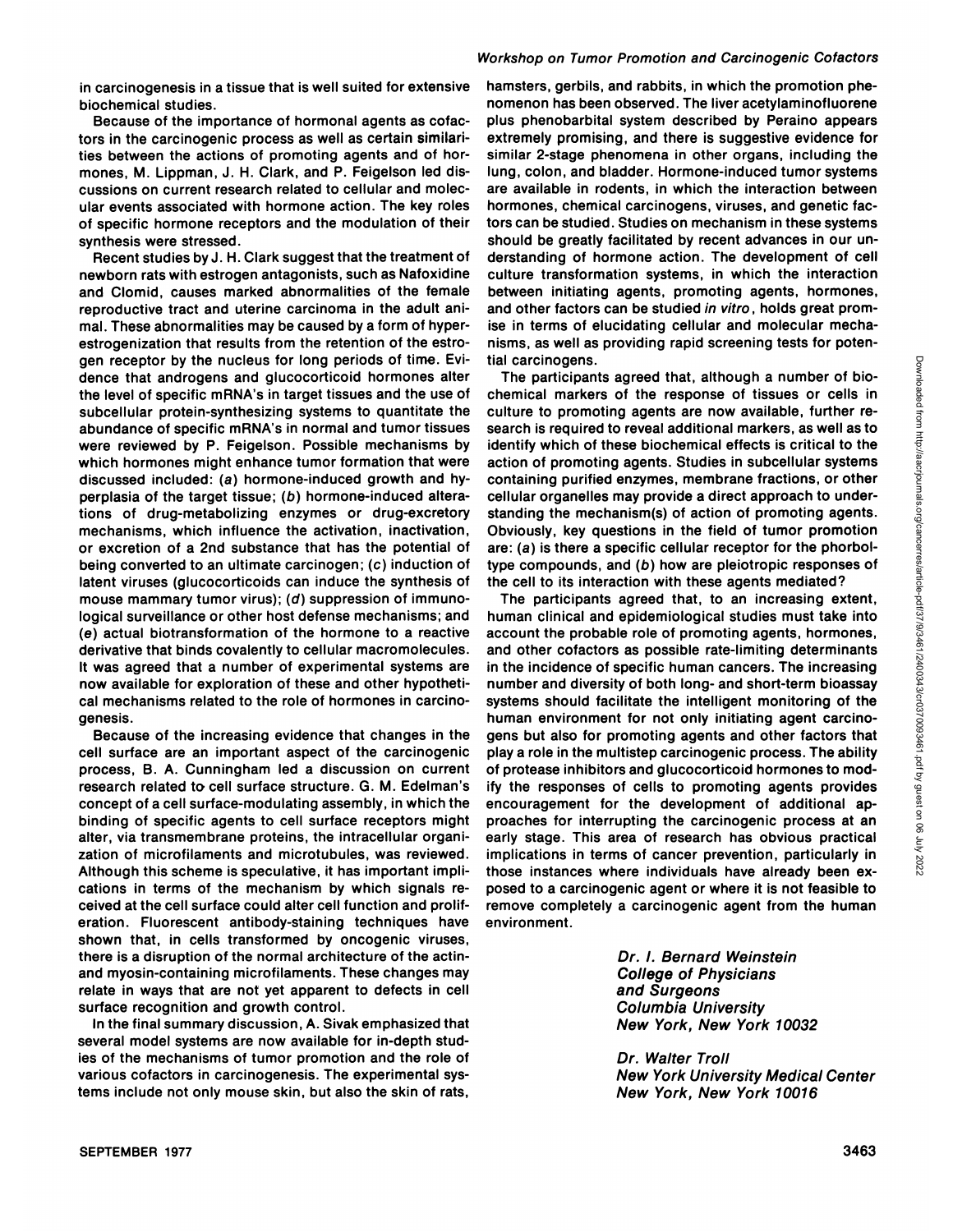in carcinogenesis in a tissue that is well suited for extensive biochemical studies.

Because of the importance of hormonal agents as cofactors in the carcinogenic process as well as certain similarities between the actions of promoting agents and of hormones, M. Lippman, J. H. Clark, and P. Feigelson led discussions on current research related to cellular and molecular events associated with hormone action. The key roles of specific hormone receptors and the modulation of their synthesis were stressed.

Recent studies by J. H. Clark suggest that the treatment of newborn rats with estrogen antagonists, such as Nafoxidine and Clomid, causes marked abnormalities of the female reproductive tract and uterine carcinoma in the adult animal. These abnormalities may be caused by a form of hyperestrogenization that results from the retention of the estrogen receptor by the nucleus for long periods of time. Evidence that androgens and glucocorticoid hormones alter the level of specific mRNA's in target tissues and the use of subcellular protein-synthesizing systems to quantitate the abundance of specific mRNA's in normal and tumor tissues were reviewed by P. Feigelson. Possible mechanisms by which hormones might enhance tumor formation that were discussed included: (*a*) hormone-induced growth and hyperplasia of the target tissue; (*b*) hormone-induced alterations of drug-metabolizing enzymes or drug-excretory mechanisms, which influence the activation, inactivation, or excretion of a 2nd substance that has the potential of being converted to an ultimate carcinogen; (*c*) induction of latent viruses (glucocorticoids can induce the synthesis of mouse mammary tumor virus); (*d*) suppression of immunological surveillance or other host defense mechanisms; and (*e*) actual biotransformation of the hormone to a reactive derivative that binds covalently to cellular macromolecules. It was agreed that a number of experimental systems are now available for exploration of these and other hypothetical mechanisms related to the role of hormones in carcinogenesis.

Because of the increasing evidence that changes in the cell surface are an important aspect of the carcinogenic process, B. A. Cunningham led a discussion on current research related to cell surface structure. G. M. Edelman's concept of a cell surface-modulating assembly, in which the binding of specific agents to cell surface receptors might alter, via transmembrane proteins, the intracellular organization of microfilaments and microtubules, was reviewed. Although this scheme is speculative, it has important implications in terms of the mechanism by which signals received at the cell surface could alter cell function and proliferation. Fluorescent antibody-staining techniques have shown that, in cells transformed by oncogenic viruses, there is a disruption of the normal architecture of the actin- and myosin-containing microfilaments. These changes may relate in ways that are not yet apparent to defects in cell surface recognition and growth control.

In the final summary discussion, A. Sivak emphasized that several model systems are now available for in-depth studies of the mechanisms of tumor promotion and the role of various cofactors in carcinogenesis. The experimental systems include not only mouse skin, but also the skin of rats, hamsters, gerbils, and rabbits, in which the promotion phenomenon has been observed. The liver acetylaminofluorene plus phenobarbital system described by Peraino appears extremely promising, and there is suggestive evidence for similar 2-stage phenomena in other organs, including the lung, colon, and bladder. Hormone-induced tumor systems are available in rodents, in which the interaction between hormones, chemical carcinogens, viruses, and genetic factors can be studied. Studies on mechanism in these systems should be greatly facilitated by recent advances in our understanding of hormone action. The development of cell culture transformation systems, in which the interaction between initiating agents, promoting agents, hormones, and other factors can be studied *in vitro*, holds great promise in terms of elucidating cellular and molecular mechanisms, as well as providing rapid screening tests for potential carcinogens.

The participants agreed that, although a number of biochemical markers of the response of tissues or cells in culture to promoting agents are now available, further research is required to reveal additional markers, as well as to identify which of these biochemical effects is critical to the action of promoting agents. Studies in subcellular systems containing purified enzymes, membrane fractions, or other cellular organelles may provide a direct approach to understanding the mechanism(s) of action of promoting agents. Obviously, key questions in the field of tumor promotion are: (*a*) is there a specific cellular receptor for the phorbol-type compounds, and (*b*) how are pleiotropic responses of the cell to its interaction with these agents mediated?

The participants agreed that, to an increasing extent, human clinical and epidemiological studies must take into account the probable role of promoting agents, hormones, and other cofactors as possible rate-limiting determinants in the incidence of specific human cancers. The increasing number and diversity of both long- and short-term bioassay systems should facilitate the intelligent monitoring of the human environment for not only initiating agent carcinogens but also for promoting agents and other factors that play a role in the multistep carcinogenic process. The ability of protease inhibitors and glucocorticoid hormones to modify the responses of cells to promoting agents provides encouragement for the development of additional approaches for interrupting the carcinogenic process at an early stage. This area of research has obvious practical implications in terms of cancer prevention, particularly in those instances where individuals have already been exposed to a carcinogenic agent or where it is not feasible to remove completely a carcinogenic agent from the human environment.

*Dr. I. Bernard Weinstein*
*College of Physicians and Surgeons*
*Columbia University*
*New York, New York 10032*

*Dr. Walter Troll*
*New York University Medical Center*
*New York, New York 10016*